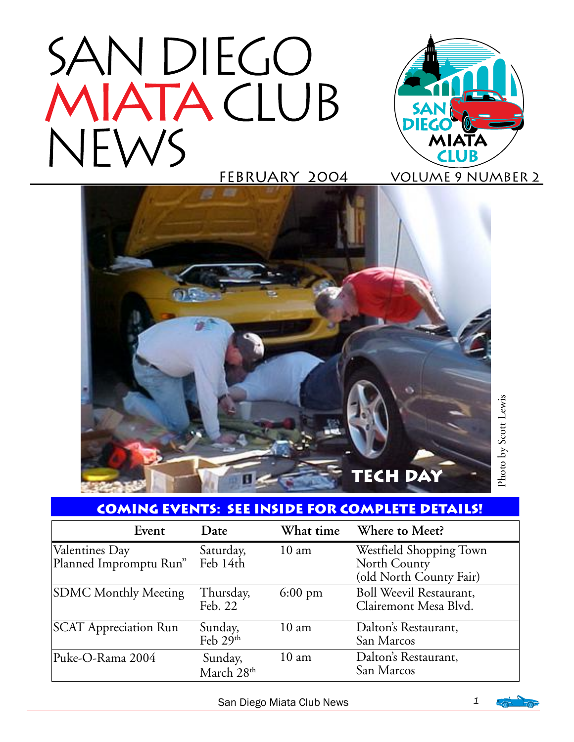# SAN DIEGO MIATA CLUB NEWS

FEBRUARY 2004 VOLUME 9 NUMBER 2

TECH DAY

Photo by Scott Lewis

## COMING EVENTS: SEE INSIDE FOR COMPLETE DETAILS!

| Event | Date | What time | Where to Meet? |
|---|---|---|---|
| Valentines Day Planned Impromptu Run" | Saturday, Feb 14th | 10 am | Westfield Shopping Town North County (old North County Fair) |
| SDMC Monthly Meeting | Thursday, Feb. 22 | 6:00 pm | Boll Weevil Restaurant, Clairemont Mesa Blvd. |
| SCAT Appreciation Run | Sunday, Feb 29th | 10 am | Dalton's Restaurant, San Marcos |
| Puke-O-Rama 2004 | Sunday, March 28th | 10 am | Dalton's Restaurant, San Marcos |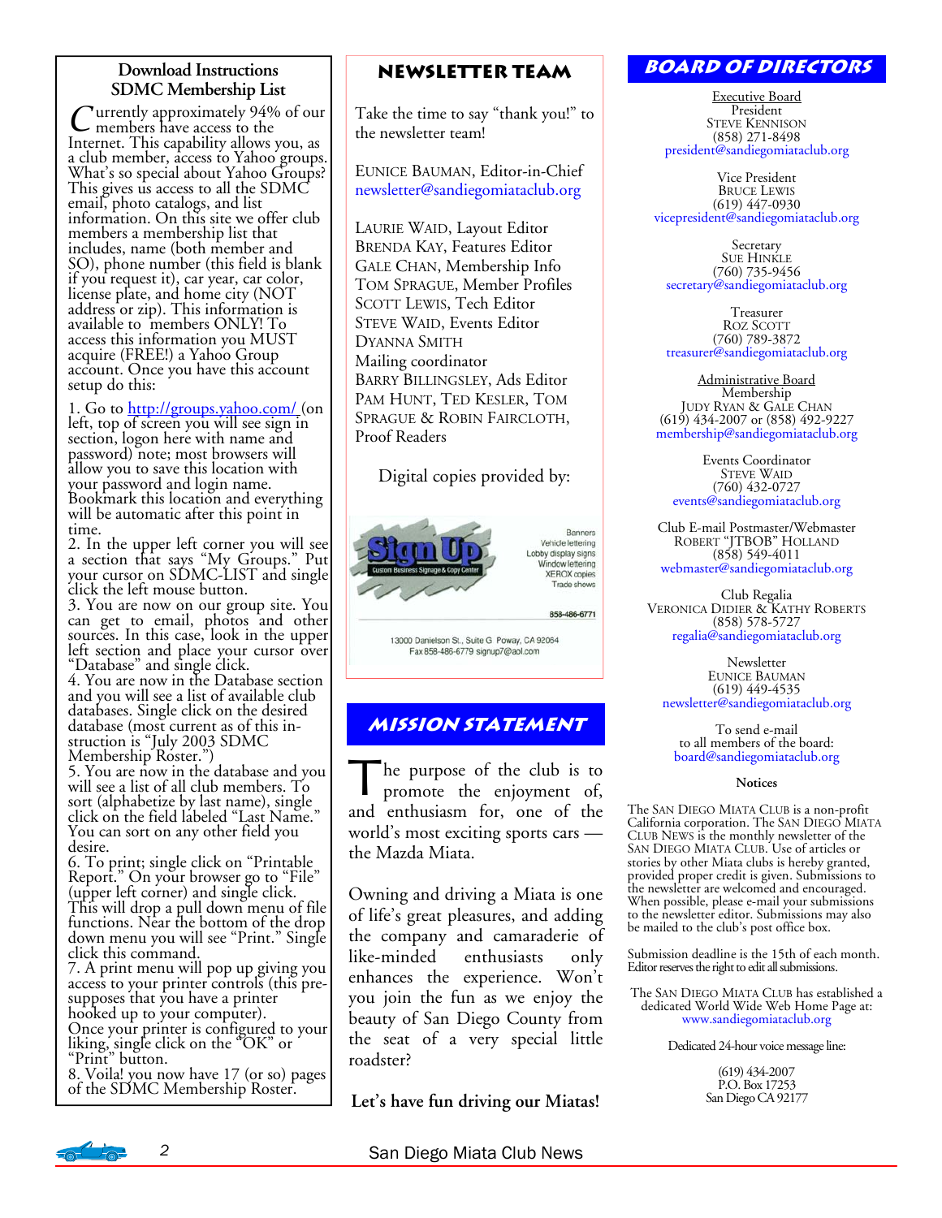## Download Instructions SDMC Membership List

Currently approximately 94% of our members have access to the Internet. This capability allows you, as a club member, access to Yahoo groups. What's so special about Yahoo Groups? This gives us access to all the SDMC email, photo catalogs, and list information. On this site we offer club members a membership list that includes, name (both member and SO), phone number (this field is blank if you request it), car year, car color, license plate, and home city (NOT address or zip). This information is available to members ONLY! To access this information you MUST acquire (FREE!) a Yahoo Group account. Once you have this account setup do this:

1. Go to http://groups.yahoo.com/ (on left, top of screen you will see sign in section, logon here with name and password) note; most browsers will allow you to save this location with your password and login name. Bookmark this location and everything will be automatic after this point in time.
2. In the upper left corner you will see a section that says "My Groups." Put your cursor on SDMC-LIST and single click the left mouse button.
3. You are now on our group site. You can get to email, photos and other sources. In this case, look in the upper left section and place your cursor over "Database" and single click.
4. You are now in the Database section and you will see a list of available club databases. Single click on the desired database (most current as of this instruction is "July 2003 SDMC Membership Roster.")
5. You are now in the database and you will see a list of all club members. To sort (alphabetize by last name), single click on the field labeled "Last Name." You can sort on any other field you desire.
6. To print; single click on "Printable Report." On your browser go to "File" (upper left corner) and single click. This will drop a pull down menu of file functions. Near the bottom of the drop down menu you will see "Print." Single click this command.
7. A print menu will pop up giving you access to your printer controls (this presupposes that you have a printer hooked up to your computer). Once your printer is configured to your liking, single click on the "OK" or "Print" button.
8. Voila! you now have 17 (or so) pages of the SDMC Membership Roster.

## Newsletter Team

Take the time to say "thank you!" to the newsletter team!

EUNICE BAUMAN, Editor-in-Chief
newsletter@sandiegomiataclub.org

LAURIE WAID, Layout Editor
BRENDA KAY, Features Editor
GALE CHAN, Membership Info
TOM SPRAGUE, Member Profiles
SCOTT LEWIS, Tech Editor
STEVE WAID, Events Editor
DYANNA SMITH
Mailing coordinator
BARRY BILLINGSLEY, Ads Editor
PAM HUNT, TED KESLER, TOM SPRAGUE & ROBIN FAIRCLOTH, Proof Readers

Digital copies provided by:

Sign Up — Custom Business Signage & Copy Center
Banners, Vehicle lettering, Lobby display signs, Window lettering, XEROX copies, Trade shows
858-486-6771
13000 Danielson St., Suite G Poway, CA 92064
Fax 858-486-6779 signup7@aol.com

## Mission Statement

The purpose of the club is to promote the enjoyment of, and enthusiasm for, one of the world's most exciting sports cars — the Mazda Miata.

Owning and driving a Miata is one of life's great pleasures, and adding the company and camaraderie of like-minded enthusiasts only enhances the experience. Won't you join the fun as we enjoy the beauty of San Diego County from the seat of a very special little roadster?

**Let's have fun driving our Miatas!**

## Board of Directors

Executive Board

President
STEVE KENNISON
(858) 271-8498
president@sandiegomiataclub.org

Vice President
BRUCE LEWIS
(619) 447-0930
vicepresident@sandiegomiataclub.org

Secretary
SUE HINKLE
(760) 735-9456
secretary@sandiegomiataclub.org

Treasurer
ROZ SCOTT
(760) 789-3872
treasurer@sandiegomiataclub.org

Administrative Board

Membership
JUDY RYAN & GALE CHAN
(619) 434-2007 or (858) 492-9227
membership@sandiegomiataclub.org

Events Coordinator
STEVE WAID
(760) 432-0727
events@sandiegomiataclub.org

Club E-mail Postmaster/Webmaster
ROBERT "JTBOB" HOLLAND
(858) 549-4011
webmaster@sandiegomiataclub.org

Club Regalia
VERONICA DIDIER & KATHY ROBERTS
(858) 578-5727
regalia@sandiegomiataclub.org

Newsletter
EUNICE BAUMAN
(619) 449-4535
newsletter@sandiegomiataclub.org

To send e-mail to all members of the board:
board@sandiegomiataclub.org

**Notices**

The SAN DIEGO MIATA CLUB is a non-profit California corporation. The SAN DIEGO MIATA CLUB NEWS is the monthly newsletter of the SAN DIEGO MIATA CLUB. Use of articles or stories by other Miata clubs is hereby granted, provided proper credit is given. Submissions to the newsletter are welcomed and encouraged. When possible, please e-mail your submissions to the newsletter editor. Submissions may also be mailed to the club's post office box.

Submission deadline is the 15th of each month. Editor reserves the right to edit all submissions.

The SAN DIEGO MIATA CLUB has established a dedicated World Wide Web Home Page at: www.sandiegomiataclub.org

Dedicated 24-hour voice message line:

(619) 434-2007
P.O. Box 17253
San Diego CA 92177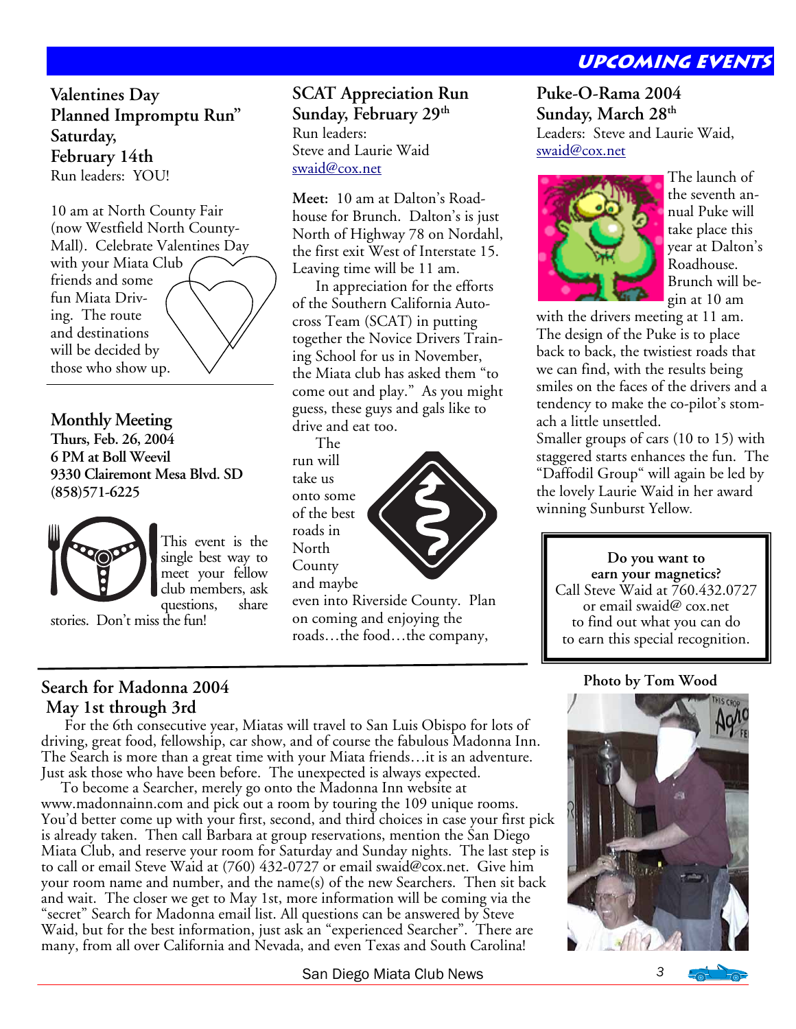# Upcoming Events

## Valentines Day Planned Impromptu Run" Saturday, February 14th

Run leaders: YOU!

10 am at North County Fair (now Westfield North County-Mall). Celebrate Valentines Day with your Miata Club friends and some fun Miata Driving. The route and destinations will be decided by those who show up.

## Monthly Meeting

**Thurs, Feb. 26, 2004**
**6 PM at Boll Weevil**
**9330 Clairemont Mesa Blvd. SD**
**(858)571-6225**

This event is the single best way to meet your fellow club members, ask questions, share stories. Don't miss the fun!

## SCAT Appreciation Run Sunday, February 29th

Run leaders:
Steve and Laurie Waid
swaid@cox.net

**Meet:** 10 am at Dalton's Roadhouse for Brunch. Dalton's is just North of Highway 78 on Nordahl, the first exit West of Interstate 15. Leaving time will be 11 am.

In appreciation for the efforts of the Southern California Autocross Team (SCAT) in putting together the Novice Drivers Training School for us in November, the Miata club has asked them "to come out and play." As you might guess, these guys and gals like to drive and eat too.

The run will take us onto some of the best roads in North County and maybe even into Riverside County. Plan on coming and enjoying the roads…the food…the company,

## Puke-O-Rama 2004 Sunday, March 28th

Leaders: Steve and Laurie Waid,
swaid@cox.net

The launch of the seventh annual Puke will take place this year at Dalton's Roadhouse. Brunch will begin at 10 am with the drivers meeting at 11 am. The design of the Puke is to place back to back, the twistiest roads that we can find, with the results being smiles on the faces of the drivers and a tendency to make the co-pilot's stomach a little unsettled.

Smaller groups of cars (10 to 15) with staggered starts enhances the fun. The "Daffodil Group" will again be led by the lovely Laurie Waid in her award winning Sunburst Yellow.

> **Do you want to earn your magnetics?**
> Call Steve Waid at 760.432.0727 or email swaid@ cox.net to find out what you can do to earn this special recognition.

## Search for Madonna 2004 May 1st through 3rd

For the 6th consecutive year, Miatas will travel to San Luis Obispo for lots of driving, great food, fellowship, car show, and of course the fabulous Madonna Inn. The Search is more than a great time with your Miata friends…it is an adventure. Just ask those who have been before. The unexpected is always expected.

To become a Searcher, merely go onto the Madonna Inn website at www.madonnainn.com and pick out a room by touring the 109 unique rooms. You'd better come up with your first, second, and third choices in case your first pick is already taken. Then call Barbara at group reservations, mention the San Diego Miata Club, and reserve your room for Saturday and Sunday nights. The last step is to call or email Steve Waid at (760) 432-0727 or email swaid@cox.net. Give him your room name and number, and the name(s) of the new Searchers. Then sit back and wait. The closer we get to May 1st, more information will be coming via the "secret" Search for Madonna email list. All questions can be answered by Steve Waid, but for the best information, just ask an "experienced Searcher". There are many, from all over California and Nevada, and even Texas and South Carolina!

**Photo by Tom Wood**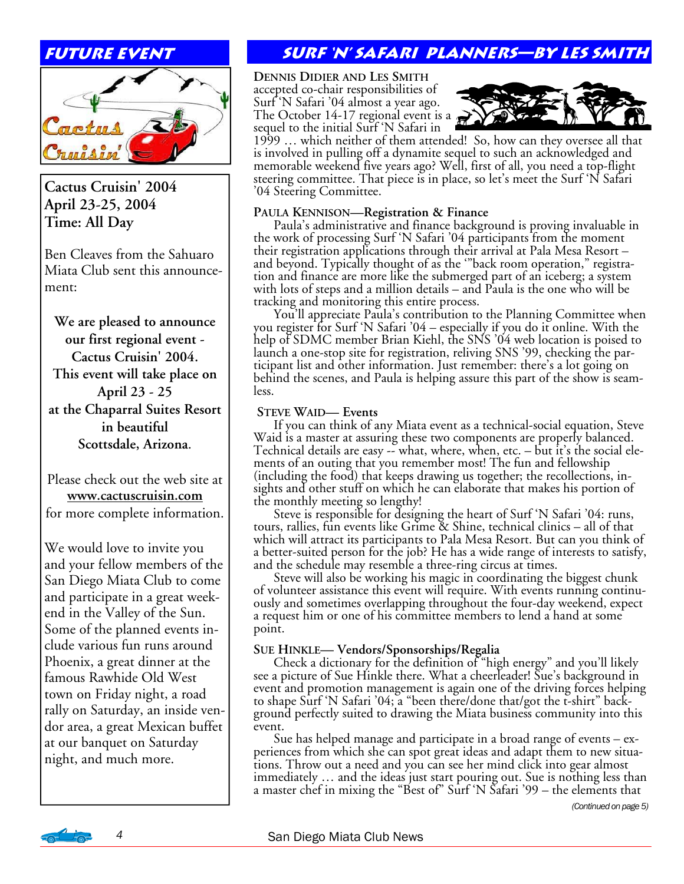## Future Event

**Cactus Cruisin' 2004**
**April 23-25, 2004**
**Time: All Day**

Ben Cleaves from the Sahuaro Miata Club sent this announcement:

**We are pleased to announce our first regional event - Cactus Cruisin' 2004. This event will take place on April 23 - 25 at the Chaparral Suites Resort in beautiful Scottsdale, Arizona.**

Please check out the web site at **www.cactuscruisin.com** for more complete information.

We would love to invite you and your fellow members of the San Diego Miata Club to come and participate in a great weekend in the Valley of the Sun. Some of the planned events include various fun runs around Phoenix, a great dinner at the famous Rawhide Old West town on Friday night, a road rally on Saturday, an inside vendor area, a great Mexican buffet at our banquet on Saturday night, and much more.

## Surf 'N' Safari Planners—by Les Smith

**Dennis Didier and Les Smith** accepted co-chair responsibilities of Surf 'N Safari '04 almost a year ago. The October 14-17 regional event is a sequel to the initial Surf 'N Safari in 1999 … which neither of them attended! So, how can they oversee all that is involved in pulling off a dynamite sequel to such an acknowledged and memorable weekend five years ago? Well, first of all, you need a top-flight steering committee. That piece is in place, so let's meet the Surf 'N Safari '04 Steering Committee.

**Paula Kennison—Registration & Finance**

Paula's administrative and finance background is proving invaluable in the work of processing Surf 'N Safari '04 participants from the moment their registration applications through their arrival at Pala Mesa Resort – and beyond. Typically thought of as the '"back room operation," registration and finance are more like the submerged part of an iceberg; a system with lots of steps and a million details – and Paula is the one who will be tracking and monitoring this entire process.

You'll appreciate Paula's contribution to the Planning Committee when you register for Surf 'N Safari '04 – especially if you do it online. With the help of SDMC member Brian Kiehl, the SNS '04 web location is poised to launch a one-stop site for registration, reliving SNS '99, checking the participant list and other information. Just remember: there's a lot going on behind the scenes, and Paula is helping assure this part of the show is seamless.

**Steve Waid— Events**

If you can think of any Miata event as a technical-social equation, Steve Waid is a master at assuring these two components are properly balanced. Technical details are easy -- what, where, when, etc. – but it's the social elements of an outing that you remember most! The fun and fellowship (including the food) that keeps drawing us together; the recollections, insights and other stuff on which he can elaborate that makes his portion of the monthly meeting so lengthy!

Steve is responsible for designing the heart of Surf 'N Safari '04: runs, tours, rallies, fun events like Grime & Shine, technical clinics – all of that which will attract its participants to Pala Mesa Resort. But can you think of a better-suited person for the job? He has a wide range of interests to satisfy, and the schedule may resemble a three-ring circus at times.

Steve will also be working his magic in coordinating the biggest chunk of volunteer assistance this event will require. With events running continuously and sometimes overlapping throughout the four-day weekend, expect a request him or one of his committee members to lend a hand at some point.

**Sue Hinkle— Vendors/Sponsorships/Regalia**

Check a dictionary for the definition of "high energy" and you'll likely see a picture of Sue Hinkle there. What a cheerleader! Sue's background in event and promotion management is again one of the driving forces helping to shape Surf 'N Safari '04; a "been there/done that/got the t-shirt" background perfectly suited to drawing the Miata business community into this event.

Sue has helped manage and participate in a broad range of events – experiences from which she can spot great ideas and adapt them to new situations. Throw out a need and you can see her mind click into gear almost immediately … and the ideas just start pouring out. Sue is nothing less than a master chef in mixing the "Best of" Surf 'N Safari '99 – the elements that

*(Continued on page 5)*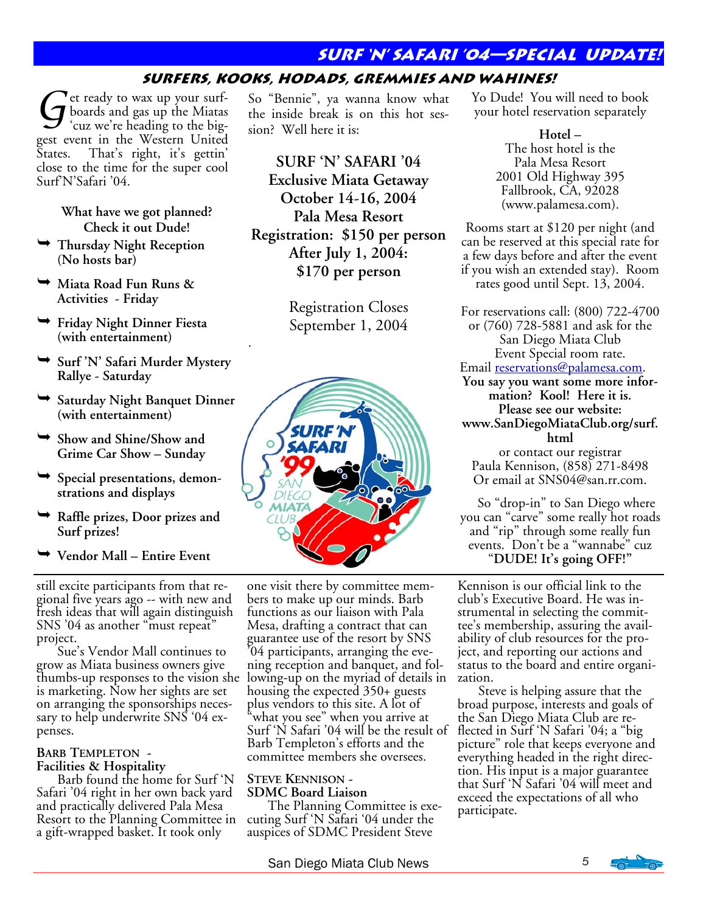# SURF 'N' SAFARI '04—SPECIAL UPDATE!

## SURFERS, KOOKS, HODADS, GREMMIES AND WAHINES!

Get ready to wax up your surfboards and gas up the Miatas 'cuz we're heading to the biggest event in the Western United States. That's right, it's gettin' close to the time for the super cool Surf'N'Safari '04.

**What have we got planned? Check it out Dude!**

- **Thursday Night Reception (No hosts bar)**
- **Miata Road Fun Runs & Activities - Friday**
- **Friday Night Dinner Fiesta (with entertainment)**
- **Surf 'N' Safari Murder Mystery Rallye - Saturday**
- **Saturday Night Banquet Dinner (with entertainment)**
- **Show and Shine/Show and Grime Car Show – Sunday**
- **Special presentations, demonstrations and displays**
- **Raffle prizes, Door prizes and Surf prizes!**
- **Vendor Mall – Entire Event**

So "Bennie", ya wanna know what the inside break is on this hot session? Well here it is:

**SURF 'N' SAFARI '04**
**Exclusive Miata Getaway**
**October 14-16, 2004**
**Pala Mesa Resort**
**Registration: $150 per person**
**After July 1, 2004: $170 per person**

Registration Closes
September 1, 2004

Yo Dude! You will need to book your hotel reservation separately

**Hotel –**
The host hotel is the
Pala Mesa Resort
2001 Old Highway 395
Fallbrook, CA, 92028
(www.palamesa.com).

Rooms start at $120 per night (and can be reserved at this special rate for a few days before and after the event if you wish an extended stay). Room rates good until Sept. 13, 2004.

For reservations call: (800) 722-4700 or (760) 728-5881 and ask for the San Diego Miata Club Event Special room rate.
Email reservations@palamesa.com.

**You say you want some more information? Kool! Here it is. Please see our website: www.SanDiegoMiataClub.org/surf.html**

or contact our registrar
Paula Kennison, (858) 271-8498
Or email at SNS04@san.rr.com.

So "drop-in" to San Diego where you can "carve" some really hot roads and "rip" through some really fun events. Don't be a "wannabe" cuz "**DUDE! It's going OFF!**"

---

still excite participants from that regional five years ago -- with new and fresh ideas that will again distinguish SNS '04 as another "must repeat" project.

Sue's Vendor Mall continues to grow as Miata business owners give thumbs-up responses to the vision she is marketing. Now her sights are set on arranging the sponsorships necessary to help underwrite SNS '04 expenses.

**BARB TEMPLETON - Facilities & Hospitality**

Barb found the home for Surf 'N Safari '04 right in her own back yard and practically delivered Pala Mesa Resort to the Planning Committee in a gift-wrapped basket. It took only one visit there by committee members to make up our minds. Barb functions as our liaison with Pala Mesa, drafting a contract that can guarantee use of the resort by SNS '04 participants, arranging the evening reception and banquet, and following-up on the myriad of details in housing the expected 350+ guests plus vendors to this site. A lot of "what you see" when you arrive at Surf 'N Safari '04 will be the result of Barb Templeton's efforts and the committee members she oversees.

**STEVE KENNISON - SDMC Board Liaison**

The Planning Committee is executing Surf 'N Safari '04 under the auspices of SDMC President Steve Kennison is our official link to the club's Executive Board. He was instrumental in selecting the committee's membership, assuring the availability of club resources for the project, and reporting our actions and status to the board and entire organization.

Steve is helping assure that the broad purpose, interests and goals of the San Diego Miata Club are reflected in Surf 'N Safari '04; a "big picture" role that keeps everyone and everything headed in the right direction. His input is a major guarantee that Surf 'N Safari '04 will meet and exceed the expectations of all who participate.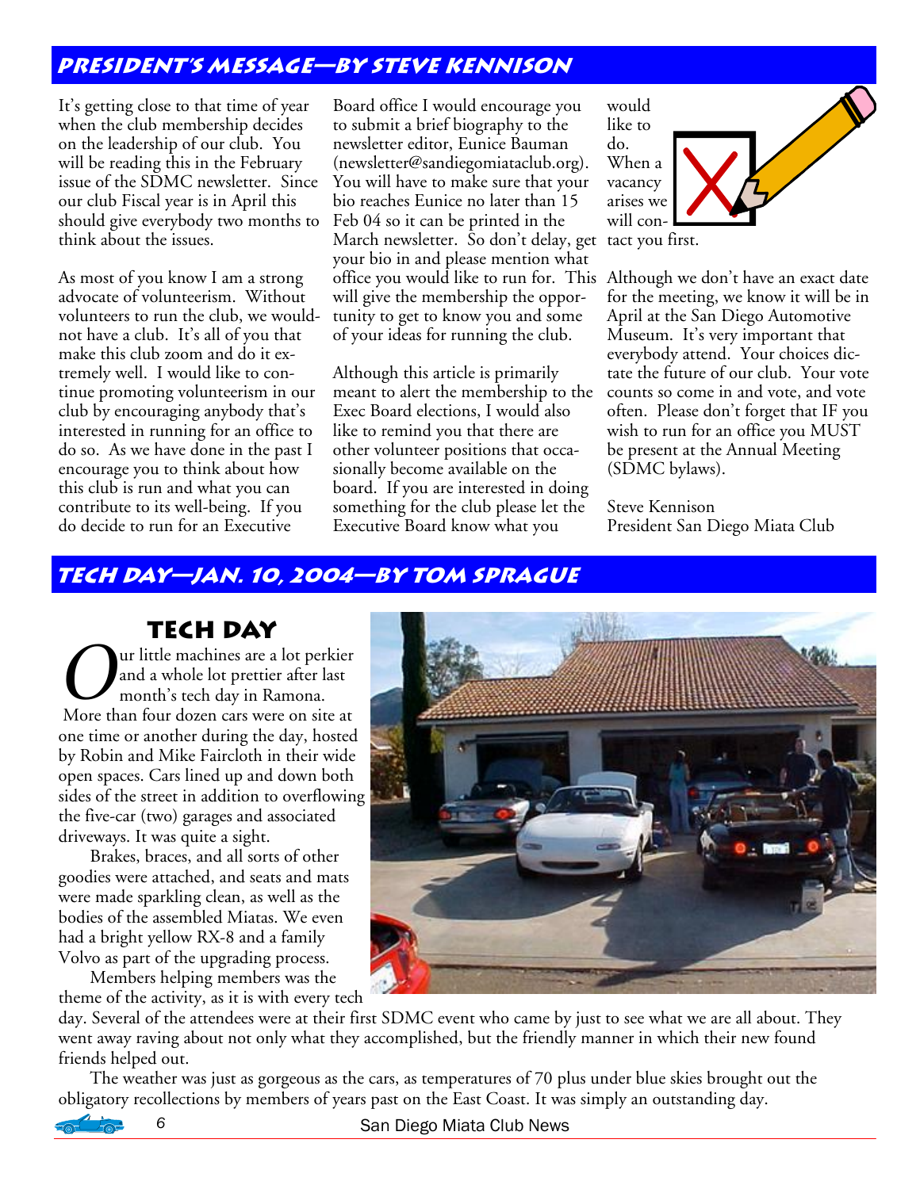## President's Message—By Steve Kennison

It's getting close to that time of year when the club membership decides on the leadership of our club. You will be reading this in the February issue of the SDMC newsletter. Since our club Fiscal year is in April this should give everybody two months to think about the issues.

As most of you know I am a strong advocate of volunteerism. Without volunteers to run the club, we would-not have a club. It's all of you that make this club zoom and do it extremely well. I would like to continue promoting volunteerism in our club by encouraging anybody that's interested in running for an office to do so. As we have done in the past I encourage you to think about how this club is run and what you can contribute to its well-being. If you do decide to run for an Executive Board office I would encourage you to submit a brief biography to the newsletter editor, Eunice Bauman (newsletter@sandiegomiataclub.org). You will have to make sure that your bio reaches Eunice no later than 15 Feb 04 so it can be printed in the March newsletter. So don't delay, get your bio in and please mention what office you would like to run for. This will give the membership the opportunity to get to know you and some of your ideas for running the club.

Although this article is primarily meant to alert the membership to the Exec Board elections, I would also like to remind you that there are other volunteer positions that occasionally become available on the board. If you are interested in doing something for the club please let the Executive Board know what you would like to do. When a vacancy arises we will contact you first.

Although we don't have an exact date for the meeting, we know it will be in April at the San Diego Automotive Museum. It's very important that everybody attend. Your choices dictate the future of our club. Your vote counts so come in and vote, and vote often. Please don't forget that IF you wish to run for an office you MUST be present at the Annual Meeting (SDMC bylaws).

Steve Kennison
President San Diego Miata Club

## Tech Day—Jan. 10, 2004—By Tom Sprague

### Tech Day

Our little machines are a lot perkier and a whole lot prettier after last month's tech day in Ramona. More than four dozen cars were on site at one time or another during the day, hosted by Robin and Mike Faircloth in their wide open spaces. Cars lined up and down both sides of the street in addition to overflowing the five-car (two) garages and associated driveways. It was quite a sight.

Brakes, braces, and all sorts of other goodies were attached, and seats and mats were made sparkling clean, as well as the bodies of the assembled Miatas. We even had a bright yellow RX-8 and a family Volvo as part of the upgrading process.

Members helping members was the theme of the activity, as it is with every tech day. Several of the attendees were at their first SDMC event who came by just to see what we are all about. They went away raving about not only what they accomplished, but the friendly manner in which their new found friends helped out.

The weather was just as gorgeous as the cars, as temperatures of 70 plus under blue skies brought out the obligatory recollections by members of years past on the East Coast. It was simply an outstanding day.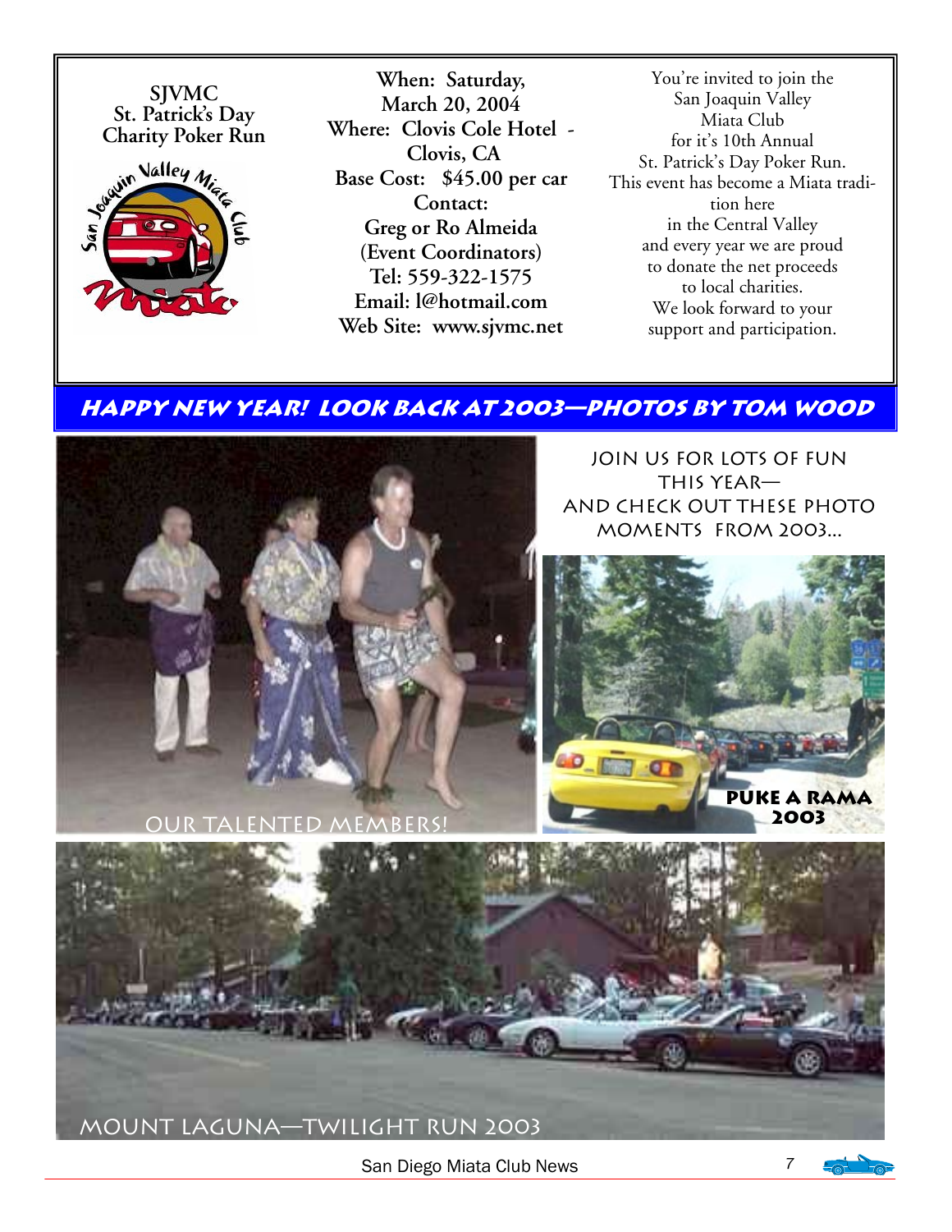**SJVMC**
**St. Patrick's Day**
**Charity Poker Run**

**When: Saturday, March 20, 2004**
**Where: Clovis Cole Hotel - Clovis, CA**
**Base Cost: $45.00 per car**
**Contact:**
**Greg or Ro Almeida (Event Coordinators)**
**Tel: 559-322-1575**
**Email: l@hotmail.com**
**Web Site: www.sjvmc.net**

You're invited to join the San Joaquin Valley Miata Club for it's 10th Annual St. Patrick's Day Poker Run. This event has become a Miata tradition here in the Central Valley and every year we are proud to donate the net proceeds to local charities. We look forward to your support and participation.

## HAPPY NEW YEAR! LOOK BACK AT 2003—PHOTOS BY TOM WOOD

JOIN US FOR LOTS OF FUN THIS YEAR— AND CHECK OUT THESE PHOTO MOMENTS FROM 2003...

OUR TALENTED MEMBERS!

PUKE A RAMA 2003

MOUNT LAGUNA—TWILIGHT RUN 2003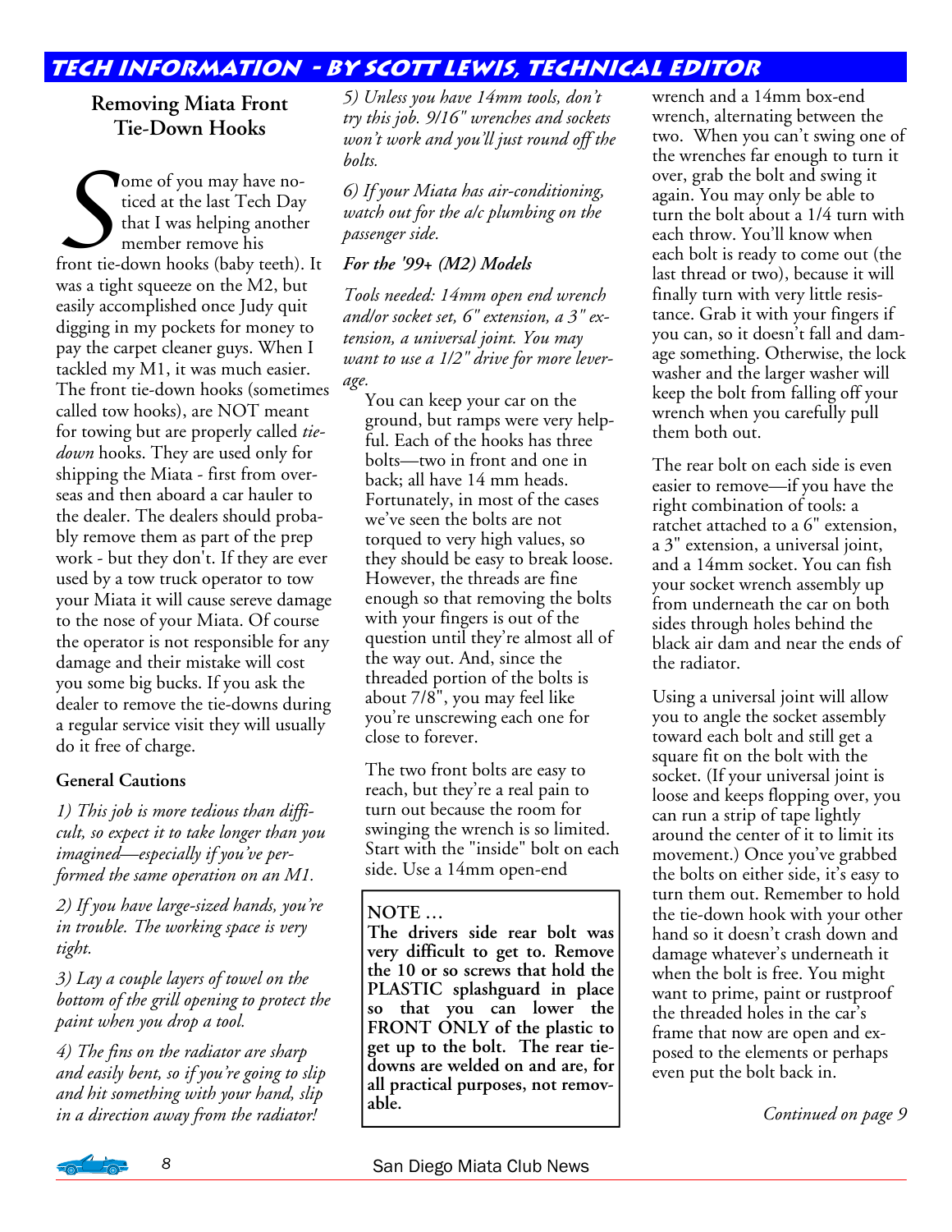# Tech Information - by Scott Lewis, Technical Editor

## Removing Miata Front Tie-Down Hooks

Some of you may have noticed at the last Tech Day that I was helping another member remove his front tie-down hooks (baby teeth). It was a tight squeeze on the M2, but easily accomplished once Judy quit digging in my pockets for money to pay the carpet cleaner guys. When I tackled my M1, it was much easier. The front tie-down hooks (sometimes called tow hooks), are NOT meant for towing but are properly called *tie-down* hooks. They are used only for shipping the Miata - first from overseas and then aboard a car hauler to the dealer. The dealers should probably remove them as part of the prep work - but they don't. If they are ever used by a tow truck operator to tow your Miata it will cause sereve damage to the nose of your Miata. Of course the operator is not responsible for any damage and their mistake will cost you some big bucks. If you ask the dealer to remove the tie-downs during a regular service visit they will usually do it free of charge.

### General Cautions

*1) This job is more tedious than difficult, so expect it to take longer than you imagined—especially if you've performed the same operation on an M1.*

*2) If you have large-sized hands, you're in trouble. The working space is very tight.*

*3) Lay a couple layers of towel on the bottom of the grill opening to protect the paint when you drop a tool.*

*4) The fins on the radiator are sharp and easily bent, so if you're going to slip and hit something with your hand, slip in a direction away from the radiator!*

*5) Unless you have 14mm tools, don't try this job. 9/16" wrenches and sockets won't work and you'll just round off the bolts.*

*6) If your Miata has air-conditioning, watch out for the a/c plumbing on the passenger side.*

### *For the '99+ (M2) Models*

*Tools needed: 14mm open end wrench and/or socket set, 6" extension, a 3" extension, a universal joint. You may want to use a 1/2" drive for more leverage.*

You can keep your car on the ground, but ramps were very helpful. Each of the hooks has three bolts—two in front and one in back; all have 14 mm heads. Fortunately, in most of the cases we've seen the bolts are not torqued to very high values, so they should be easy to break loose. However, the threads are fine enough so that removing the bolts with your fingers is out of the question until they're almost all of the way out. And, since the threaded portion of the bolts is about 7/8", you may feel like you're unscrewing each one for close to forever.

The two front bolts are easy to reach, but they're a real pain to turn out because the room for swinging the wrench is so limited. Start with the "inside" bolt on each side. Use a 14mm open-end wrench and a 14mm box-end wrench, alternating between the two. When you can't swing one of the wrenches far enough to turn it over, grab the bolt and swing it again. You may only be able to turn the bolt about a 1/4 turn with each throw. You'll know when each bolt is ready to come out (the last thread or two), because it will finally turn with very little resistance. Grab it with your fingers if you can, so it doesn't fall and damage something. Otherwise, the lock washer and the larger washer will keep the bolt from falling off your wrench when you carefully pull them both out.

> **NOTE …**
> **The drivers side rear bolt was very difficult to get to. Remove the 10 or so screws that hold the PLASTIC splashguard in place so that you can lower the FRONT ONLY of the plastic to get up to the bolt. The rear tie-downs are welded on and are, for all practical purposes, not removable.**

The rear bolt on each side is even easier to remove—if you have the right combination of tools: a ratchet attached to a 6" extension, a 3" extension, a universal joint, and a 14mm socket. You can fish your socket wrench assembly up from underneath the car on both sides through holes behind the black air dam and near the ends of the radiator.

Using a universal joint will allow you to angle the socket assembly toward each bolt and still get a square fit on the bolt with the socket. (If your universal joint is loose and keeps flopping over, you can run a strip of tape lightly around the center of it to limit its movement.) Once you've grabbed the bolts on either side, it's easy to turn them out. Remember to hold the tie-down hook with your other hand so it doesn't crash down and damage whatever's underneath it when the bolt is free. You might want to prime, paint or rustproof the threaded holes in the car's frame that now are open and exposed to the elements or perhaps even put the bolt back in.

*Continued on page 9*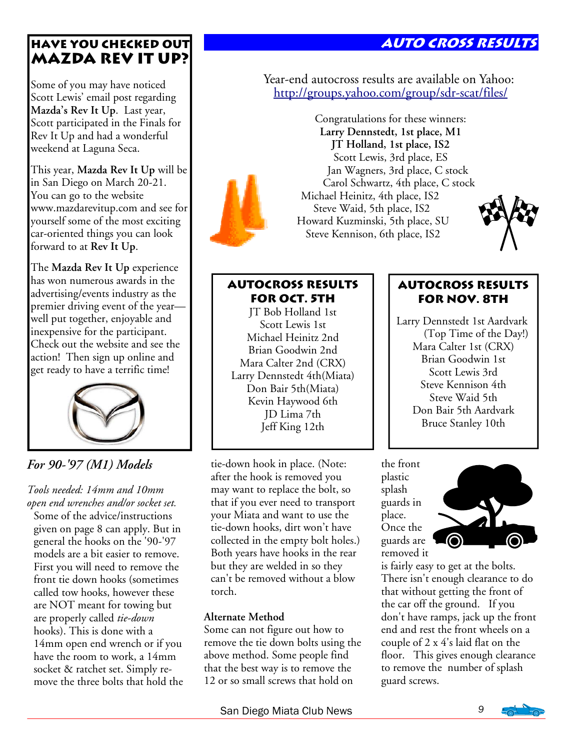## Have you checked out Mazda Rev It Up?

Some of you may have noticed Scott Lewis' email post regarding **Mazda's Rev It Up**. Last year, Scott participated in the Finals for Rev It Up and had a wonderful weekend at Laguna Seca.

This year, **Mazda Rev It Up** will be in San Diego on March 20-21. You can go to the website www.mazdarevitup.com and see for yourself some of the most exciting car-oriented things you can look forward to at **Rev It Up**.

The **Mazda Rev It Up** experience has won numerous awards in the advertising/events industry as the premier driving event of the year—well put together, enjoyable and inexpensive for the participant. Check out the website and see the action! Then sign up online and get ready to have a terrific time!

## Auto Cross Results

Year-end autocross results are available on Yahoo:
http://groups.yahoo.com/group/sdr-scat/files/

Congratulations for these winners:
**Larry Dennstedt, 1st place, M1**
**JT Holland, 1st place, IS2**
Scott Lewis, 3rd place, ES
Jan Wagners, 3rd place, C stock
Carol Schwartz, 4th place, C stock
Michael Heinitz, 4th place, IS2
Steve Waid, 5th place, IS2
Howard Kuzminski, 5th place, SU
Steve Kennison, 6th place, IS2

### Autocross Results for Oct. 5th

JT Bob Holland 1st
Scott Lewis 1st
Michael Heinitz 2nd
Brian Goodwin 2nd
Mara Calter 2nd (CRX)
Larry Dennstedt 4th(Miata)
Don Bair 5th(Miata)
Kevin Haywood 6th
JD Lima 7th
Jeff King 12th

### Autocross Results for Nov. 8th

Larry Dennstedt 1st Aardvark (Top Time of the Day!)
Mara Calter 1st (CRX)
Brian Goodwin 1st
Scott Lewis 3rd
Steve Kennison 4th
Steve Waid 5th
Don Bair 5th Aardvark
Bruce Stanley 10th

### *For 90-'97 (M1) Models*

*Tools needed: 14mm and 10mm open end wrenches and/or socket set.*

Some of the advice/instructions given on page 8 can apply. But in general the hooks on the '90-'97 models are a bit easier to remove. First you will need to remove the front tie down hooks (sometimes called tow hooks, however these are NOT meant for towing but are properly called *tie-down* hooks). This is done with a 14mm open end wrench or if you have the room to work, a 14mm socket & ratchet set. Simply remove the three bolts that hold the tie-down hook in place. (Note: after the hook is removed you may want to replace the bolt, so that if you ever need to transport your Miata and want to use the tie-down hooks, dirt won't have collected in the empty bolt holes.) Both years have hooks in the rear but they are welded in so they can't be removed without a blow torch.

**Alternate Method**

Some can not figure out how to remove the tie down bolts using the above method. Some people find that the best way is to remove the 12 or so small screws that hold on the front plastic splash guards in place. Once the guards are removed it is fairly easy to get at the bolts. There isn't enough clearance to do that without getting the front of the car off the ground. If you don't have ramps, jack up the front end and rest the front wheels on a couple of 2 x 4's laid flat on the floor. This gives enough clearance to remove the number of splash guard screws.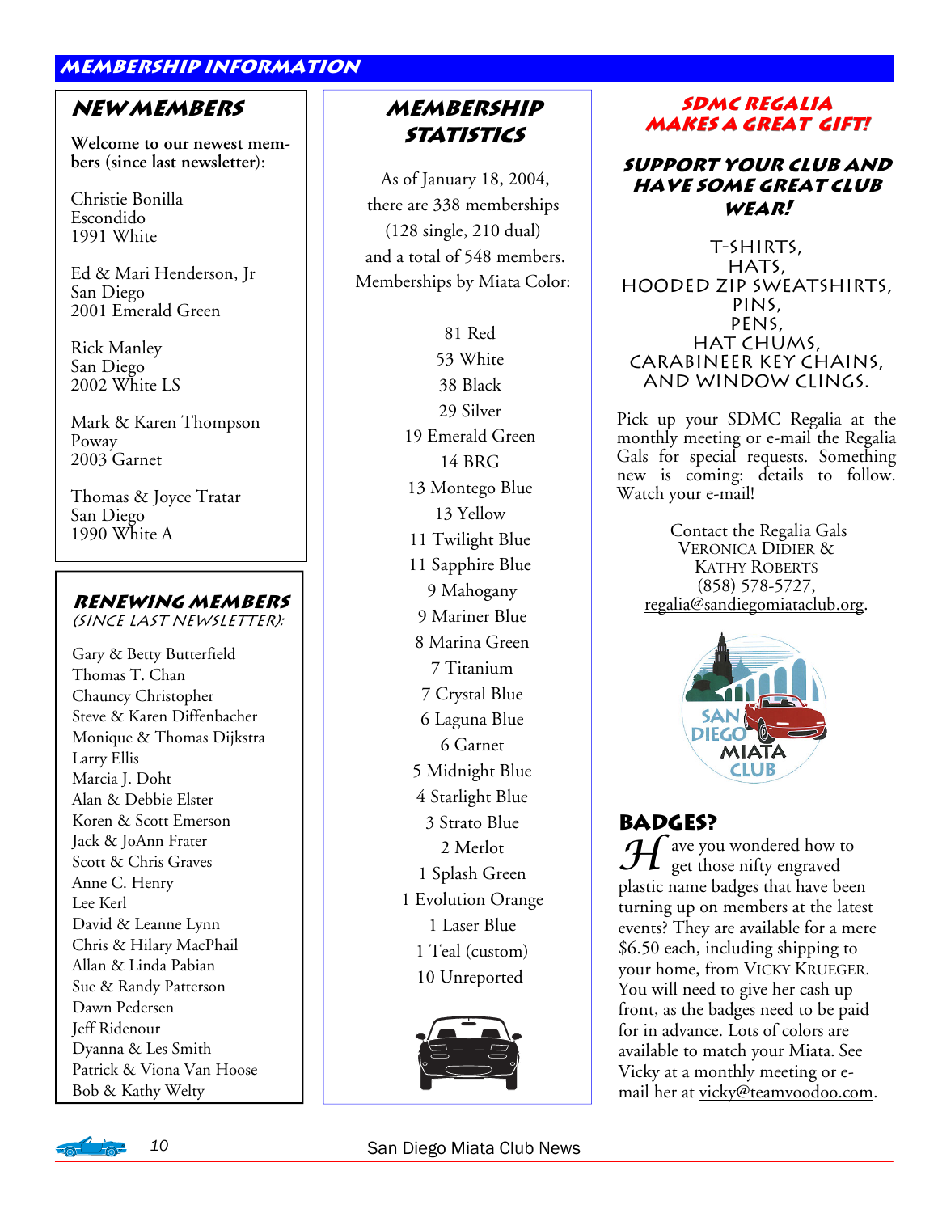# Membership Information

## New Members

**Welcome to our newest members (since last newsletter):**

Christie Bonilla
Escondido
1991 White

Ed & Mari Henderson, Jr
San Diego
2001 Emerald Green

Rick Manley
San Diego
2002 White LS

Mark & Karen Thompson
Poway
2003 Garnet

Thomas & Joyce Tratar
San Diego
1990 White A

## Renewing Members

*(since last newsletter):*

Gary & Betty Butterfield
Thomas T. Chan
Chauncy Christopher
Steve & Karen Diffenbacher
Monique & Thomas Dijkstra
Larry Ellis
Marcia J. Doht
Alan & Debbie Elster
Koren & Scott Emerson
Jack & JoAnn Frater
Scott & Chris Graves
Anne C. Henry
Lee Kerl
David & Leanne Lynn
Chris & Hilary MacPhail
Allan & Linda Pabian
Sue & Randy Patterson
Dawn Pedersen
Jeff Ridenour
Dyanna & Les Smith
Patrick & Viona Van Hoose
Bob & Kathy Welty

## Membership Statistics

As of January 18, 2004, there are 338 memberships (128 single, 210 dual) and a total of 548 members. Memberships by Miata Color:

81 Red
53 White
38 Black
29 Silver
19 Emerald Green
14 BRG
13 Montego Blue
13 Yellow
11 Twilight Blue
11 Sapphire Blue
9 Mahogany
9 Mariner Blue
8 Marina Green
7 Titanium
7 Crystal Blue
6 Laguna Blue
6 Garnet
5 Midnight Blue
4 Starlight Blue
3 Strato Blue
2 Merlot
1 Splash Green
1 Evolution Orange
1 Laser Blue
1 Teal (custom)
10 Unreported

## SDMC Regalia Makes a Great Gift!

### Support your club and have some great club wear!

T-SHIRTS,
HATS,
HOODED ZIP SWEATSHIRTS,
PINS,
PENS,
HAT CHUMS,
CARABINEER KEY CHAINS,
AND WINDOW CLINGS.

Pick up your SDMC Regalia at the monthly meeting or e-mail the Regalia Gals for special requests. Something new is coming: details to follow. Watch your e-mail!

Contact the Regalia Gals
Veronica Didier &
Kathy Roberts
(858) 578-5727,
regalia@sandiegomiataclub.org.

## Badges?

Have you wondered how to get those nifty engraved plastic name badges that have been turning up on members at the latest events? They are available for a mere $6.50 each, including shipping to your home, from Vicky Krueger. You will need to give her cash up front, as the badges need to be paid for in advance. Lots of colors are available to match your Miata. See Vicky at a monthly meeting or e-mail her at vicky@teamvoodoo.com.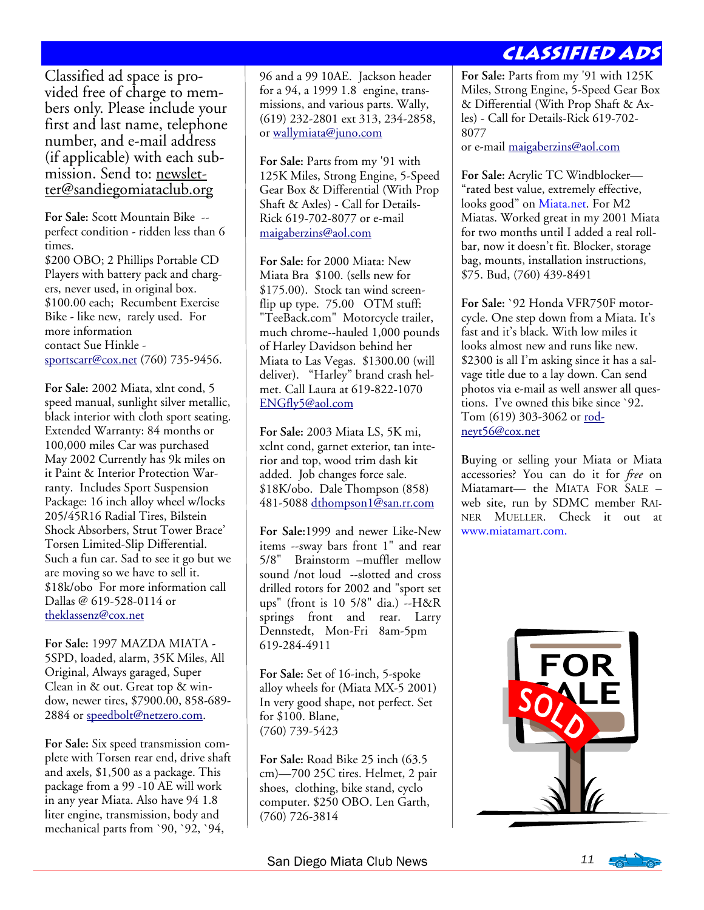# Classified Ads

Classified ad space is provided free of charge to members only. Please include your first and last name, telephone number, and e-mail address (if applicable) with each submission. Send to: newsletter@sandiegomiataclub.org

**For Sale:** Scott Mountain Bike -- perfect condition - ridden less than 6 times.
$200 OBO; 2 Phillips Portable CD Players with battery pack and chargers, never used, in original box. $100.00 each; Recumbent Exercise Bike - like new, rarely used. For more information contact Sue Hinkle - sportscarr@cox.net (760) 735-9456.

**For Sale:** 2002 Miata, xlnt cond, 5 speed manual, sunlight silver metallic, black interior with cloth sport seating. Extended Warranty: 84 months or 100,000 miles Car was purchased May 2002 Currently has 9k miles on it Paint & Interior Protection Warranty. Includes Sport Suspension Package: 16 inch alloy wheel w/locks 205/45R16 Radial Tires, Bilstein Shock Absorbers, Strut Tower Brace' Torsen Limited-Slip Differential. Such a fun car. Sad to see it go but we are moving so we have to sell it. $18k/obo For more information call Dallas @ 619-528-0114 or theklassenz@cox.net

**For Sale:** 1997 MAZDA MIATA - 5SPD, loaded, alarm, 35K Miles, All Original, Always garaged, Super Clean in & out. Great top & window, newer tires, $7900.00, 858-689-2884 or speedbolt@netzero.com.

**For Sale:** Six speed transmission complete with Torsen rear end, drive shaft and axels, $1,500 as a package. This package from a 99 -10 AE will work in any year Miata. Also have 94 1.8 liter engine, transmission, body and mechanical parts from `90, `92, `94, 96 and a 99 10AE. Jackson header for a 94, a 1999 1.8 engine, transmissions, and various parts. Wally, (619) 232-2801 ext 313, 234-2858, or wallymiata@juno.com

**For Sale:** Parts from my '91 with 125K Miles, Strong Engine, 5-Speed Gear Box & Differential (With Prop Shaft & Axles) - Call for Details- Rick 619-702-8077 or e-mail maigaberzins@aol.com

**For Sale:** for 2000 Miata: New Miata Bra $100. (sells new for $175.00). Stock tan wind screen- flip up type. 75.00 OTM stuff: "TeeBack.com" Motorcycle trailer, much chrome--hauled 1,000 pounds of Harley Davidson behind her Miata to Las Vegas. $1300.00 (will deliver). "Harley" brand crash helmet. Call Laura at 619-822-1070 ENGfly5@aol.com

**For Sale:** 2003 Miata LS, 5K mi, xclnt cond, garnet exterior, tan interior and top, wood trim dash kit added. Job changes force sale. $18K/obo. Dale Thompson (858) 481-5088 dthompson1@san.rr.com

**For Sale:**1999 and newer Like-New items --sway bars front 1" and rear 5/8" Brainstorm –muffler mellow sound /not loud --slotted and cross drilled rotors for 2002 and "sport set ups" (front is 10 5/8" dia.) --H&R springs front and rear. Larry Dennstedt, Mon-Fri 8am-5pm 619-284-4911

**For Sale:** Set of 16-inch, 5-spoke alloy wheels for (Miata MX-5 2001) In very good shape, not perfect. Set for $100. Blane, (760) 739-5423

**For Sale:** Road Bike 25 inch (63.5 cm)—700 25C tires. Helmet, 2 pair shoes, clothing, bike stand, cyclo computer. $250 OBO. Len Garth, (760) 726-3814

**For Sale:** Parts from my '91 with 125K Miles, Strong Engine, 5-Speed Gear Box & Differential (With Prop Shaft & Axles) - Call for Details-Rick 619-702-8077
or e-mail maigaberzins@aol.com

**For Sale:** Acrylic TC Windblocker— "rated best value, extremely effective, looks good" on Miata.net. For M2 Miatas. Worked great in my 2001 Miata for two months until I added a real rollbar, now it doesn't fit. Blocker, storage bag, mounts, installation instructions, $75. Bud, (760) 439-8491

**For Sale:** `92 Honda VFR750F motorcycle. One step down from a Miata. It's fast and it's black. With low miles it looks almost new and runs like new. $2300 is all I'm asking since it has a salvage title due to a lay down. Can send photos via e-mail as well answer all questions. I've owned this bike since `92. Tom (619) 303-3062 or rodneyt56@cox.net

**B**uying or selling your Miata or Miata accessories? You can do it for *free* on Miatamart— the MIATA FOR SALE – web site, run by SDMC member RAINER MUELLER. Check it out at www.miatamart.com.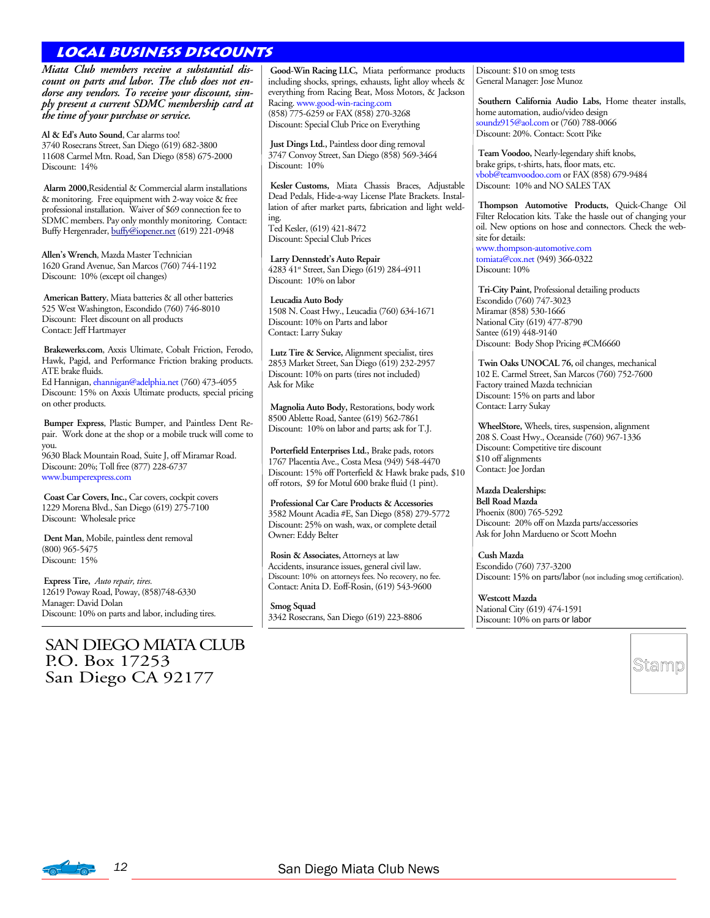## Local Business Discounts

***Miata Club members receive a substantial discount on parts and labor. The club does not endorse any vendors. To receive your discount, simply present a current SDMC membership card at the time of your purchase or service.***

**Al & Ed's Auto Sound**, Car alarms too!
3740 Rosecrans Street, San Diego (619) 682-3800
11608 Carmel Mtn. Road, San Diego (858) 675-2000
Discount: 14%

**Alarm 2000,**Residential & Commercial alarm installations & monitoring. Free equipment with 2-way voice & free professional installation. Waiver of $69 connection fee to SDMC members. Pay only monthly monitoring. Contact: Buffy Hergenrader, buffy@iopener.net (619) 221-0948

**Allen's Wrench**, Mazda Master Technician
1620 Grand Avenue, San Marcos (760) 744-1192
Discount: 10% (except oil changes)

**American Battery**, Miata batteries & all other batteries
525 West Washington, Escondido (760) 746-8010
Discount: Fleet discount on all products
Contact: Jeff Hartmayer

**Brakewerks.com**, Axxis Ultimate, Cobalt Friction, Ferodo, Hawk, Pagid, and Performance Friction braking products. ATE brake fluids.
Ed Hannigan, ehannigan@adelphia.net (760) 473-4055
Discount: 15% on Axxis Ultimate products, special pricing on other products.

**Bumper Express**, Plastic Bumper, and Paintless Dent Repair. Work done at the shop or a mobile truck will come to you.
9630 Black Mountain Road, Suite J, off Miramar Road.
Discount: 20%; Toll free (877) 228-6737
www.bumperexpress.com

**Coast Car Covers, Inc.,** Car covers, cockpit covers
1229 Morena Blvd., San Diego (619) 275-7100
Discount: Wholesale price

**Dent Man**, Mobile, paintless dent removal
(800) 965-5475
Discount: 15%

**Express Tire,** *Auto repair, tires.*
12619 Poway Road, Poway, (858)748-6330
Manager: David Dolan
Discount: 10% on parts and labor, including tires.

**Good-Win Racing LLC**, Miata performance products including shocks, springs, exhausts, light alloy wheels & everything from Racing Beat, Moss Motors, & Jackson Racing. www.good-win-racing.com
(858) 775-6259 or FAX (858) 270-3268
Discount: Special Club Price on Everything

**Just Dings Ltd.,** Paintless door ding removal
3747 Convoy Street, San Diego (858) 569-3464
Discount: 10%

**Kesler Customs,** Miata Chassis Braces, Adjustable Dead Pedals, Hide-a-way License Plate Brackets. Installation of after market parts, fabrication and light welding.
Ted Kesler, (619) 421-8472
Discount: Special Club Prices

**Larry Dennstedt's Auto Repair**
4283 41st Street, San Diego (619) 284-4911
Discount: 10% on labor

**Leucadia Auto Body**
1508 N. Coast Hwy., Leucadia (760) 634-1671
Discount: 10% on Parts and labor
Contact: Larry Sukay

**Lutz Tire & Service,** Alignment specialist, tires
2853 Market Street, San Diego (619) 232-2957
Discount: 10% on parts (tires not included)
Ask for Mike

**Magnolia Auto Body,** Restorations, body work
8500 Ablette Road, Santee (619) 562-7861
Discount: 10% on labor and parts; ask for T.J.

**Porterfield Enterprises Ltd.,** Brake pads, rotors
1767 Placentia Ave., Costa Mesa (949) 548-4470
Discount: 15% off Porterfield & Hawk brake pads, $10 off rotors, $9 for Motul 600 brake fluid (1 pint).

**Professional Car Care Products & Accessories**
3582 Mount Acadia #E, San Diego (858) 279-5772
Discount: 25% on wash, wax, or complete detail
Owner: Eddy Belter

**Rosin & Associates,** Attorneys at law
Accidents, insurance issues, general civil law.
Discount: 10% on attorneys fees. No recovery, no fee.
Contact: Anita D. Eoff-Rosin, (619) 543-9600

**Smog Squad**
3342 Rosecrans, San Diego (619) 223-8806
Discount: $10 on smog tests
General Manager: Jose Munoz

**Southern California Audio Labs,** Home theater installs, home automation, audio/video design
soundz915@aol.com or (760) 788-0066
Discount: 20%. Contact: Scott Pike

**Team Voodoo,** Nearly-legendary shift knobs, brake grips, t-shirts, hats, floor mats, etc.
vbob@teamvoodoo.com or FAX (858) 679-9484
Discount: 10% and NO SALES TAX

**Thompson Automotive Products,** Quick-Change Oil Filter Relocation kits. Take the hassle out of changing your oil. New options on hose and connectors. Check the website for details:
www.thompson-automotive.com
tomiata@cox.net (949) 366-0322
Discount: 10%

**Tri-City Paint,** Professional detailing products
Escondido (760) 747-3023
Miramar (858) 530-1666
National City (619) 477-8790
Santee (619) 448-9140
Discount: Body Shop Pricing #CM6660

**Twin Oaks UNOCAL 76,** oil changes, mechanical
102 E. Carmel Street, San Marcos (760) 752-7600
Factory trained Mazda technician
Discount: 15% on parts and labor
Contact: Larry Sukay

**WheelStore,** Wheels, tires, suspension, alignment
208 S. Coast Hwy., Oceanside (760) 967-1336
Discount: Competitive tire discount
$10 off alignments
Contact: Joe Jordan

**Mazda Dealerships:**

**Bell Road Mazda**
Phoenix (800) 765-5292
Discount: 20% off on Mazda parts/accessories
Ask for John Mardueno or Scott Moehn

**Cush Mazda**
Escondido (760) 737-3200
Discount: 15% on parts/labor (not including smog certification).

**Westcott Mazda**
National City (619) 474-1591
Discount: 10% on parts or labor

SAN DIEGO MIATA CLUB
P.O. Box 17253
San Diego CA 92177

Stamp